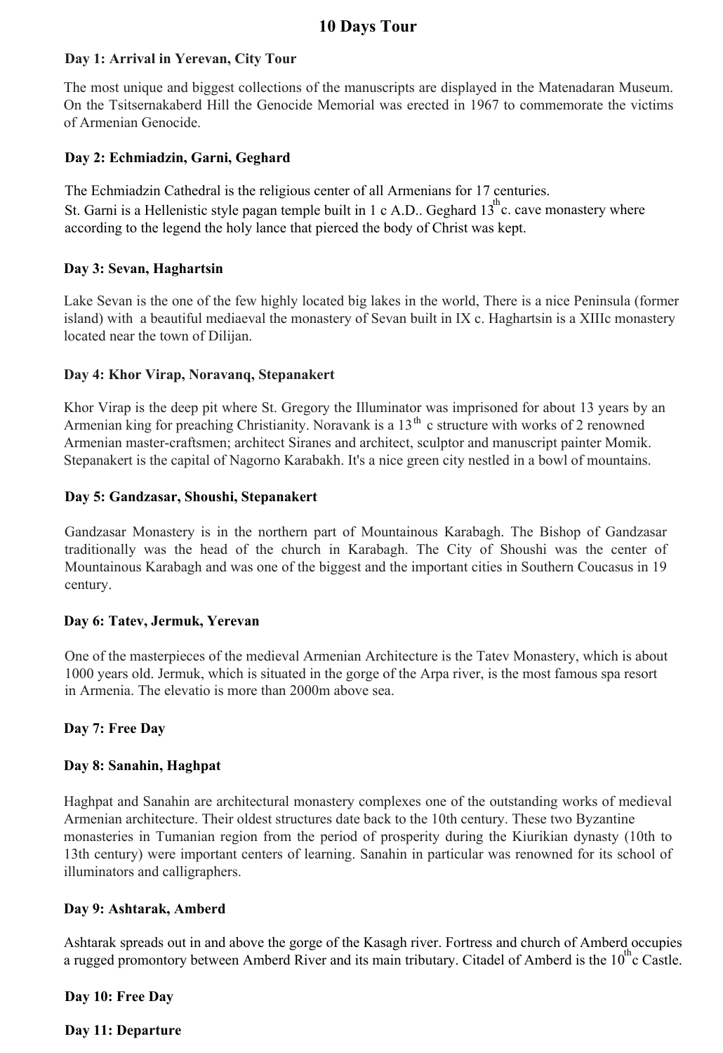# 10 Days Tour

### Day 1: Arrival in Yerevan, City Tour

The most unique and biggest collections of the manuscripts are displayed in the Matenadaran Museum. On the Tsitsernakaberd Hill the Genocide Memorial was erected in 1967 to commemorate the victims of Armenian Genocide.

### Day 2: Echmiadzin, Garni, Geghard

The Echmiadzin Cathedral is the religious center of all Armenians for 17 centuries.
St. Garni is a Hellenistic style pagan temple built in 1 c A.D.. Geghard 13th c. cave monastery where according to the legend the holy lance that pierced the body of Christ was kept.

### Day 3: Sevan, Haghartsin

Lake Sevan is the one of the few highly located big lakes in the world, There is a nice Peninsula (former island) with a beautiful mediaeval the monastery of Sevan built in IX c. Haghartsin is a XIIIc monastery located near the town of Dilijan.

### Day 4: Khor Virap, Noravanq, Stepanakert

Khor Virap is the deep pit where St. Gregory the Illuminator was imprisoned for about 13 years by an Armenian king for preaching Christianity. Noravank is a 13th c structure with works of 2 renowned Armenian master-craftsmen; architect Siranes and architect, sculptor and manuscript painter Momik. Stepanakert is the capital of Nagorno Karabakh. It's a nice green city nestled in a bowl of mountains.

### Day 5: Gandzasar, Shoushi, Stepanakert

Gandzasar Monastery is in the northern part of Mountainous Karabagh. The Bishop of Gandzasar traditionally was the head of the church in Karabagh. The City of Shoushi was the center of Mountainous Karabagh and was one of the biggest and the important cities in Southern Coucasus in 19 century.

### Day 6: Tatev, Jermuk, Yerevan

One of the masterpieces of the medieval Armenian Architecture is the Tatev Monastery, which is about 1000 years old. Jermuk, which is situated in the gorge of the Arpa river, is the most famous spa resort in Armenia. The elevatio is more than 2000m above sea.

### Day 7: Free Day

### Day 8: Sanahin, Haghpat

Haghpat and Sanahin are architectural monastery complexes one of the outstanding works of medieval Armenian architecture. Their oldest structures date back to the 10th century. These two Byzantine monasteries in Tumanian region from the period of prosperity during the Kiurikian dynasty (10th to 13th century) were important centers of learning. Sanahin in particular was renowned for its school of illuminators and calligraphers.

### Day 9: Ashtarak, Amberd

Ashtarak spreads out in and above the gorge of the Kasagh river. Fortress and church of Amberd occupies a rugged promontory between Amberd River and its main tributary. Citadel of Amberd is the 10th c Castle.

### Day 10: Free Day

### Day 11: Departure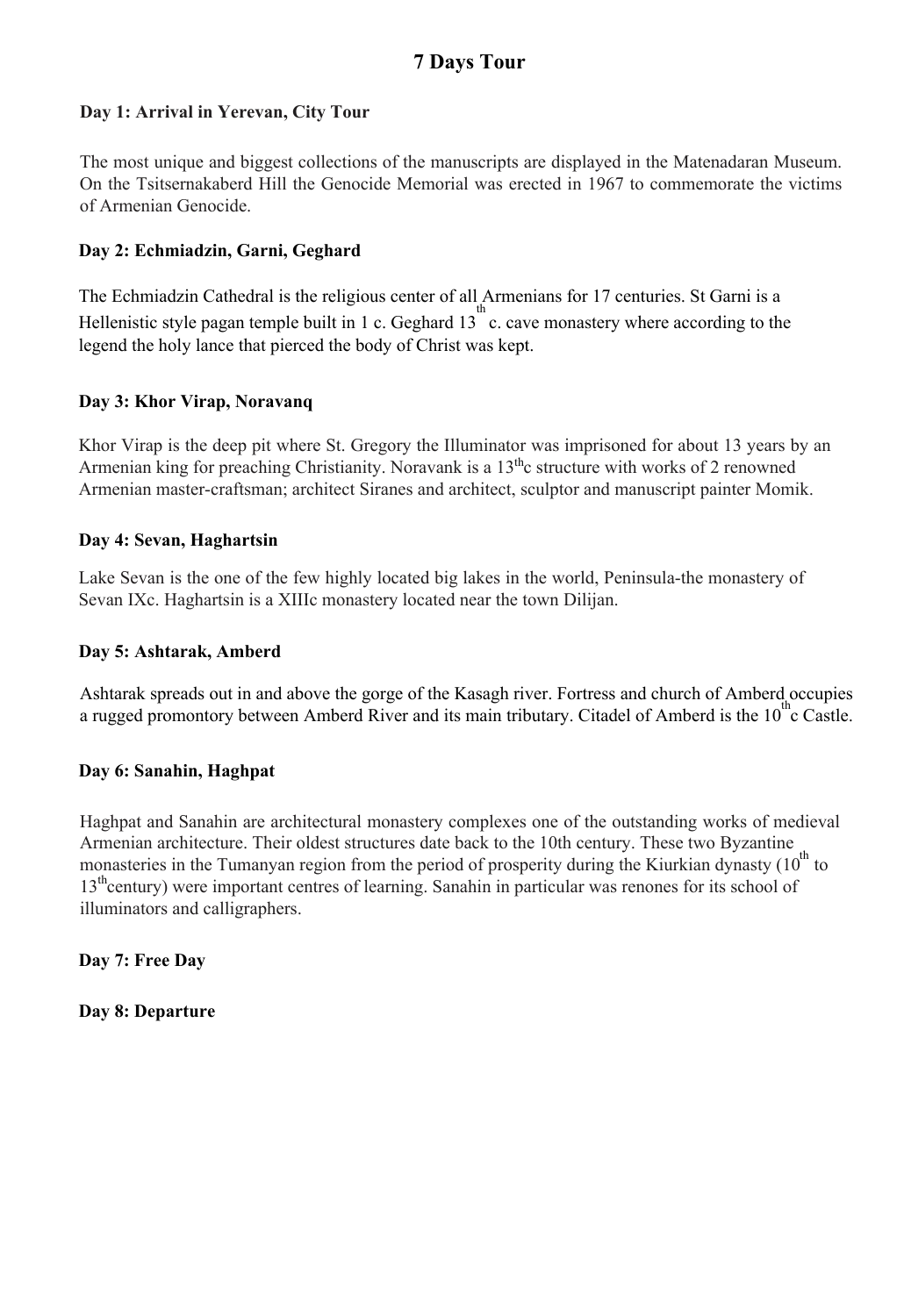# 7 Days Tour

### Day 1: Arrival in Yerevan, City Tour

The most unique and biggest collections of the manuscripts are displayed in the Matenadaran Museum. On the Tsitsernakaberd Hill the Genocide Memorial was erected in 1967 to commemorate the victims of Armenian Genocide.

### Day 2: Echmiadzin, Garni, Geghard

The Echmiadzin Cathedral is the religious center of all Armenians for 17 centuries. St Garni is a Hellenistic style pagan temple built in 1 c. Geghard 13th c. cave monastery where according to the legend the holy lance that pierced the body of Christ was kept.

### Day 3: Khor Virap, Noravanq

Khor Virap is the deep pit where St. Gregory the Illuminator was imprisoned for about 13 years by an Armenian king for preaching Christianity. Noravank is a 13thc structure with works of 2 renowned Armenian master-craftsman; architect Siranes and architect, sculptor and manuscript painter Momik.

### Day 4: Sevan, Haghartsin

Lake Sevan is the one of the few highly located big lakes in the world, Peninsula-the monastery of Sevan IXc. Haghartsin is a XIIIc monastery located near the town Dilijan.

### Day 5: Ashtarak, Amberd

Ashtarak spreads out in and above the gorge of the Kasagh river. Fortress and church of Amberd occupies a rugged promontory between Amberd River and its main tributary. Citadel of Amberd is the 10thc Castle.

### Day 6: Sanahin, Haghpat

Haghpat and Sanahin are architectural monastery complexes one of the outstanding works of medieval Armenian architecture. Their oldest structures date back to the 10th century. These two Byzantine monasteries in the Tumanyan region from the period of prosperity during the Kiurkian dynasty (10th to 13thcentury) were important centres of learning. Sanahin in particular was renones for its school of illuminators and calligraphers.

### Day 7: Free Day

### Day 8: Departure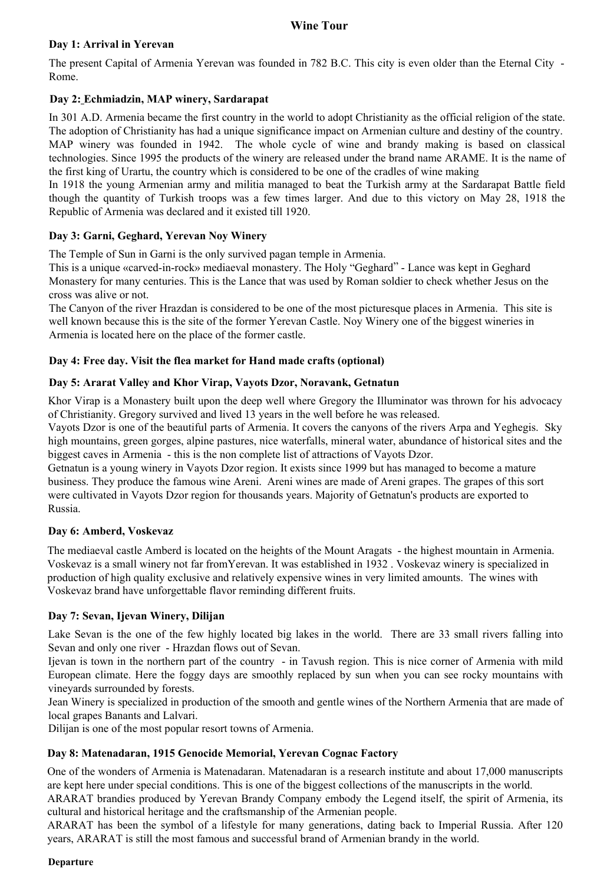# Wine Tour

### Day 1: Arrival in Yerevan

The present Capital of Armenia Yerevan was founded in 782 B.C. This city is even older than the Eternal City - Rome.

### Day 2: Echmiadzin, MAP winery, Sardarapat

In 301 A.D. Armenia became the first country in the world to adopt Christianity as the official religion of the state. The adoption of Christianity has had a unique significance impact on Armenian culture and destiny of the country.
MAP winery was founded in 1942. The whole cycle of wine and brandy making is based on classical technologies. Since 1995 the products of the winery are released under the brand name ARAME. It is the name of the first king of Urartu, the country which is considered to be one of the cradles of wine making
In 1918 the young Armenian army and militia managed to beat the Turkish army at the Sardarapat Battle field though the quantity of Turkish troops was a few times larger. And due to this victory on May 28, 1918 the Republic of Armenia was declared and it existed till 1920.

### Day 3: Garni, Geghard, Yerevan Noy Winery

The Temple of Sun in Garni is the only survived pagan temple in Armenia.
This is a unique «carved-in-rock» mediaeval monastery. The Holy "Geghard" - Lance was kept in Geghard Monastery for many centuries. This is the Lance that was used by Roman soldier to check whether Jesus on the cross was alive or not.
The Canyon of the river Hrazdan is considered to be one of the most picturesque places in Armenia. This site is well known because this is the site of the former Yerevan Castle. Noy Winery one of the biggest wineries in Armenia is located here on the place of the former castle.

### Day 4: Free day. Visit the flea market for Hand made crafts (optional)

### Day 5: Ararat Valley and Khor Virap, Vayots Dzor, Noravank, Getnatun

Khor Virap is a Monastery built upon the deep well where Gregory the Illuminator was thrown for his advocacy of Christianity. Gregory survived and lived 13 years in the well before he was released.
Vayots Dzor is one of the beautiful parts of Armenia. It covers the canyons of the rivers Arpa and Yeghegis. Sky high mountains, green gorges, alpine pastures, nice waterfalls, mineral water, abundance of historical sites and the biggest caves in Armenia - this is the non complete list of attractions of Vayots Dzor.
Getnatun is a young winery in Vayots Dzor region. It exists since 1999 but has managed to become a mature business. They produce the famous wine Areni. Areni wines are made of Areni grapes. The grapes of this sort were cultivated in Vayots Dzor region for thousands years. Majority of Getnatun's products are exported to Russia.

### Day 6: Amberd, Voskevaz

The mediaeval castle Amberd is located on the heights of the Mount Aragats - the highest mountain in Armenia.
Voskevaz is a small winery not far fromYerevan. It was established in 1932 . Voskevaz winery is specialized in production of high quality exclusive and relatively expensive wines in very limited amounts. The wines with Voskevaz brand have unforgettable flavor reminding different fruits.

### Day 7: Sevan, Ijevan Winery, Dilijan

Lake Sevan is the one of the few highly located big lakes in the world. There are 33 small rivers falling into Sevan and only one river - Hrazdan flows out of Sevan.
Ijevan is town in the northern part of the country - in Tavush region. This is nice corner of Armenia with mild European climate. Here the foggy days are smoothly replaced by sun when you can see rocky mountains with vineyards surrounded by forests.
Jean Winery is specialized in production of the smooth and gentle wines of the Northern Armenia that are made of local grapes Banants and Lalvari.
Dilijan is one of the most popular resort towns of Armenia.

### Day 8: Matenadaran, 1915 Genocide Memorial, Yerevan Cognac Factory

One of the wonders of Armenia is Matenadaran. Matenadaran is a research institute and about 17,000 manuscripts are kept here under special conditions. This is one of the biggest collections of the manuscripts in the world.
ARARAT brandies produced by Yerevan Brandy Company embody the Legend itself, the spirit of Armenia, its cultural and historical heritage and the craftsmanship of the Armenian people.
ARARAT has been the symbol of a lifestyle for many generations, dating back to Imperial Russia. After 120 years, ARARAT is still the most famous and successful brand of Armenian brandy in the world.

**Departure**